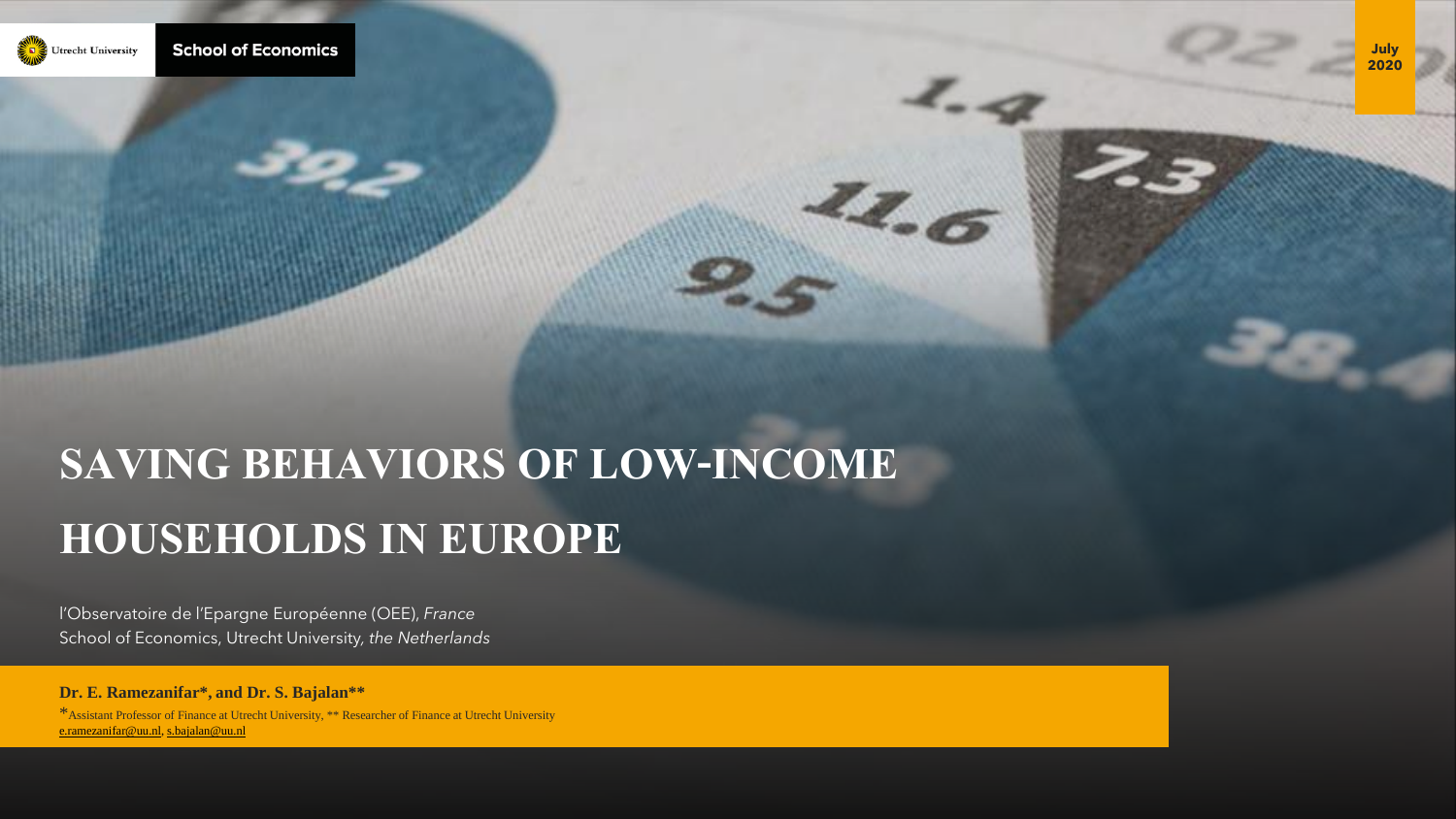Utrecht University **School of Economics**

**July 2020**

# SAVING BEHAVIORS OF LOW-INCOME HOUSEHOLDS IN EUROPE

l'Observatoire de l'Epargne Européenne (OEE), *France*
School of Economics, Utrecht University, *the Netherlands*

**Dr. E. Ramezanifar*, and Dr. S. Bajalan****

*Assistant Professor of Finance at Utrecht University, ** Researcher of Finance at Utrecht University
e.ramezanifar@uu.nl, s.bajalan@uu.nl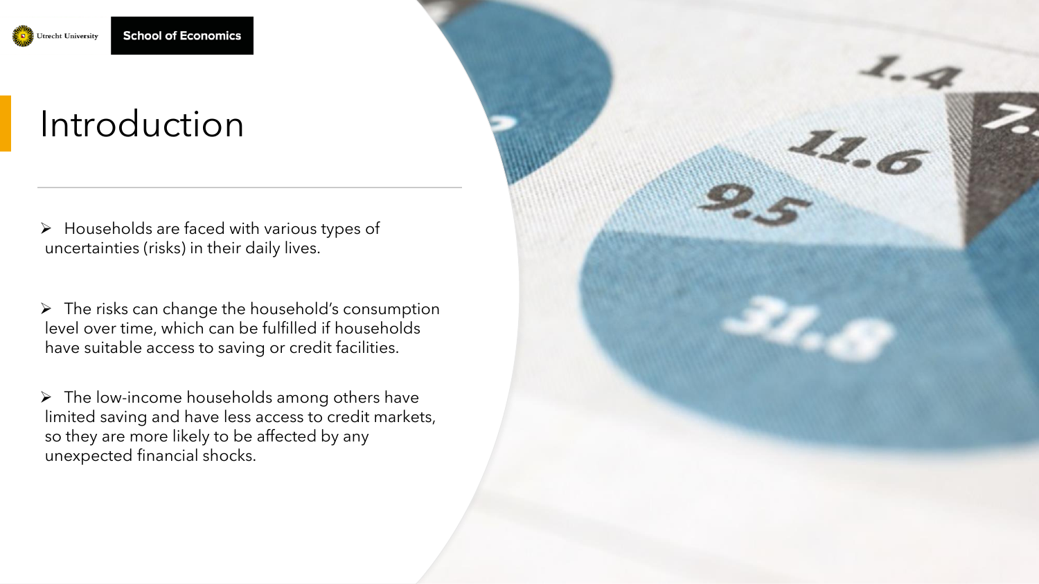# Introduction

- Households are faced with various types of uncertainties (risks) in their daily lives.
- The risks can change the household's consumption level over time, which can be fulfilled if households have suitable access to saving or credit facilities.
- The low-income households among others have limited saving and have less access to credit markets, so they are more likely to be affected by any unexpected financial shocks.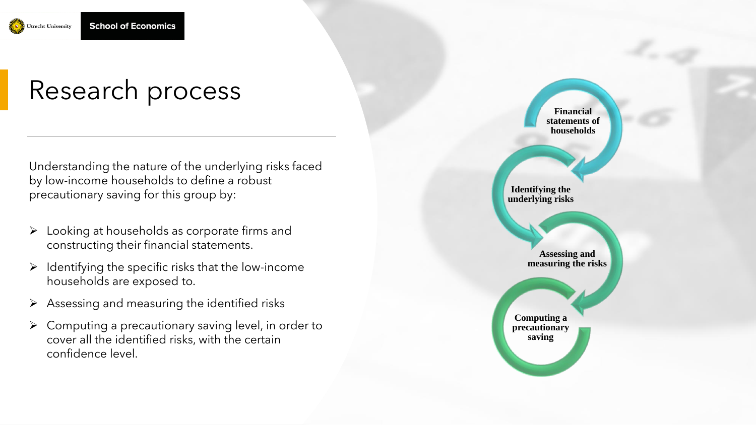# Research process

Understanding the nature of the underlying risks faced by low-income households to define a robust precautionary saving for this group by:

- Looking at households as corporate firms and constructing their financial statements.
- Identifying the specific risks that the low-income households are exposed to.
- Assessing and measuring the identified risks
- Computing a precautionary saving level, in order to cover all the identified risks, with the certain confidence level.

**Financial statements of households**

**Identifying the underlying risks**

**Assessing and measuring the risks**

**Computing a precautionary saving**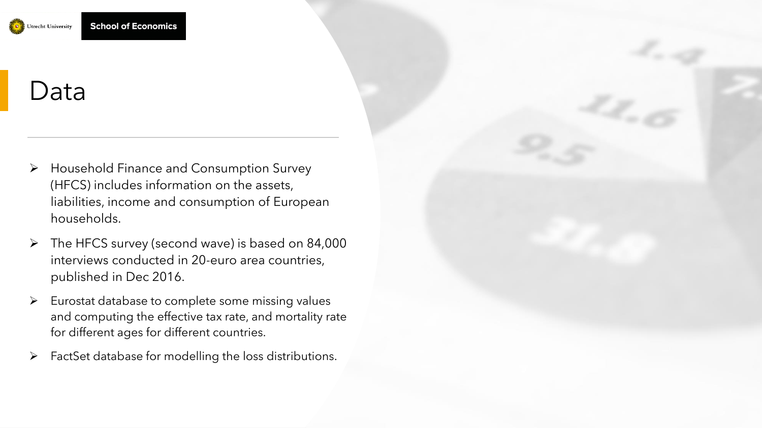# Data

- Household Finance and Consumption Survey (HFCS) includes information on the assets, liabilities, income and consumption of European households.
- The HFCS survey (second wave) is based on 84,000 interviews conducted in 20-euro area countries, published in Dec 2016.
- Eurostat database to complete some missing values and computing the effective tax rate, and mortality rate for different ages for different countries.
- FactSet database for modelling the loss distributions.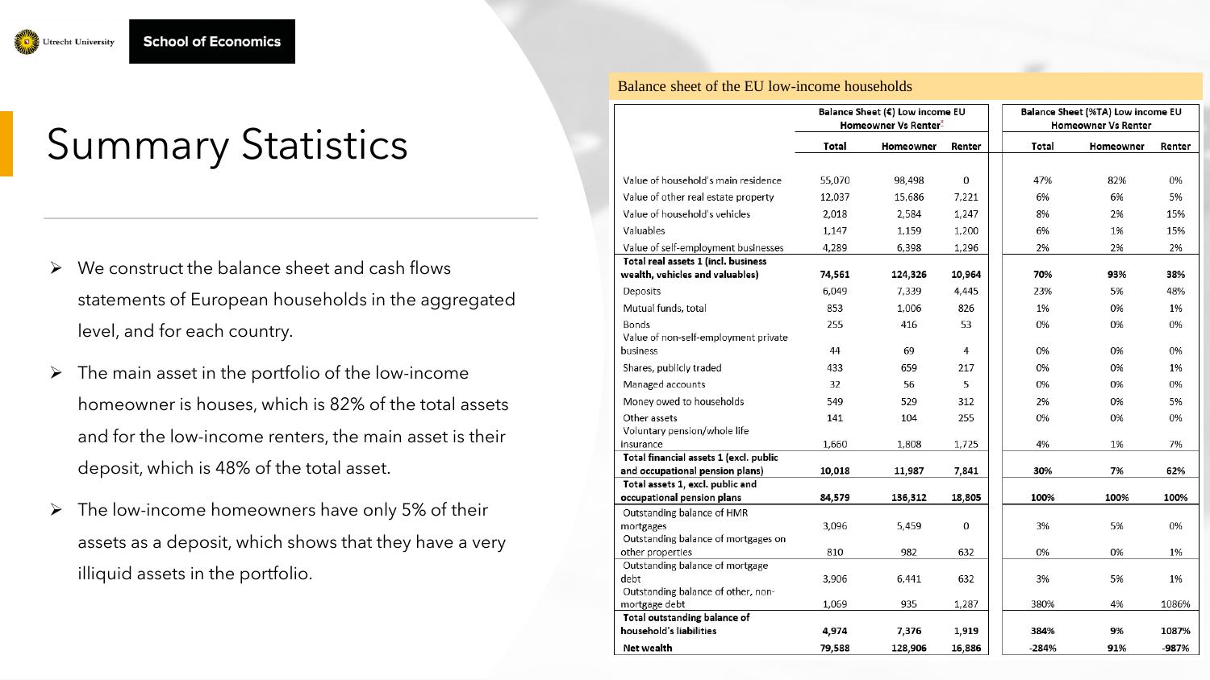# Summary Statistics

- We construct the balance sheet and cash flows statements of European households in the aggregated level, and for each country.
- The main asset in the portfolio of the low-income homeowner is houses, which is 82% of the total assets and for the low-income renters, the main asset is their deposit, which is 48% of the total asset.
- The low-income homeowners have only 5% of their assets as a deposit, which shows that they have a very illiquid assets in the portfolio.

Balance sheet of the EU low-income households

| | Balance Sheet (€) Low income EU Homeowner Vs Renter[1] | | | Balance Sheet (%TA) Low income EU Homeowner Vs Renter | | |
|---|---|---|---|---|---|---|
| | Total | Homeowner | Renter | Total | Homeowner | Renter |
| Value of household's main residence | 55,070 | 98,498 | 0 | 47% | 82% | 0% |
| Value of other real estate property | 12,037 | 15,686 | 7,221 | 6% | 6% | 5% |
| Value of household's vehicles | 2,018 | 2,584 | 1,247 | 8% | 2% | 15% |
| Valuables | 1,147 | 1,159 | 1,200 | 6% | 1% | 15% |
| Value of self-employment businesses | 4,289 | 6,398 | 1,296 | 2% | 2% | 2% |
| **Total real assets 1 (incl. business wealth, vehicles and valuables)** | **74,561** | **124,326** | **10,964** | **70%** | **93%** | **38%** |
| Deposits | 6,049 | 7,339 | 4,445 | 23% | 5% | 48% |
| Mutual funds, total | 853 | 1,006 | 826 | 1% | 0% | 1% |
| Bonds | 255 | 416 | 53 | 0% | 0% | 0% |
| Value of non-self-employment private business | 44 | 69 | 4 | 0% | 0% | 0% |
| Shares, publicly traded | 433 | 659 | 217 | 0% | 0% | 1% |
| Managed accounts | 32 | 56 | 5 | 0% | 0% | 0% |
| Money owed to households | 549 | 529 | 312 | 2% | 0% | 5% |
| Other assets | 141 | 104 | 255 | 0% | 0% | 0% |
| Voluntary pension/whole life insurance | 1,660 | 1,808 | 1,725 | 4% | 1% | 7% |
| **Total financial assets 1 (excl. public and occupational pension plans)** | **10,018** | **11,987** | **7,841** | **30%** | **7%** | **62%** |
| **Total assets 1, excl. public and occupational pension plans** | **84,579** | **136,312** | **18,805** | **100%** | **100%** | **100%** |
| Outstanding balance of HMR mortgages | 3,096 | 5,459 | 0 | 3% | 5% | 0% |
| Outstanding balance of mortgages on other properties | 810 | 982 | 632 | 0% | 0% | 1% |
| Outstanding balance of mortgage debt | 3,906 | 6,441 | 632 | 3% | 5% | 1% |
| Outstanding balance of other, non-mortgage debt | 1,069 | 935 | 1,287 | 380% | 4% | 1086% |
| **Total outstanding balance of household's liabilities** | **4,974** | **7,376** | **1,919** | **384%** | **9%** | **1087%** |
| **Net wealth** | **79,588** | **128,906** | **16,886** | **-284%** | **91%** | **-987%** |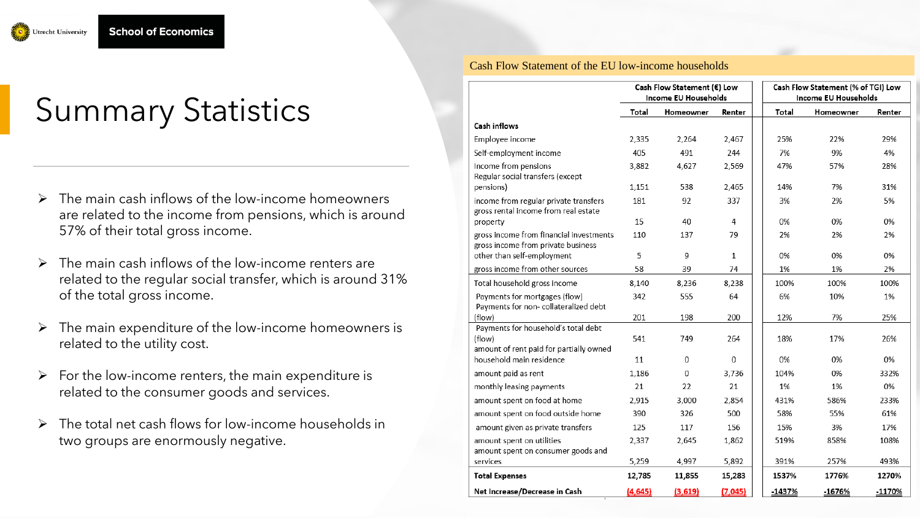# Summary Statistics

- The main cash inflows of the low-income homeowners are related to the income from pensions, which is around 57% of their total gross income.
- The main cash inflows of the low-income renters are related to the regular social transfer, which is around 31% of the total gross income.
- The main expenditure of the low-income homeowners is related to the utility cost.
- For the low-income renters, the main expenditure is related to the consumer goods and services.
- The total net cash flows for low-income households in two groups are enormously negative.

## Cash Flow Statement of the EU low-income households

| | Cash Flow Statement (€) Low Income EU Households | | | Cash Flow Statement (% of TGI) Low Income EU Households | | |
|---|---|---|---|---|---|---|
| | Total | Homeowner | Renter | Total | Homeowner | Renter |
| **Cash inflows** | | | | | | |
| Employee income | 2,335 | 2,264 | 2,467 | 25% | 22% | 29% |
| Self-employment income | 405 | 491 | 244 | 7% | 9% | 4% |
| Income from pensions | 3,882 | 4,627 | 2,569 | 47% | 57% | 28% |
| Regular social transfers (except pensions) | 1,151 | 538 | 2,465 | 14% | 7% | 31% |
| income from regular private transfers | 181 | 92 | 337 | 3% | 2% | 5% |
| gross rental income from real estate property | 15 | 40 | 4 | 0% | 0% | 0% |
| gross income from financial investments | 110 | 137 | 79 | 2% | 2% | 2% |
| gross income from private business other than self-employment | 5 | 9 | 1 | 0% | 0% | 0% |
| gross income from other sources | 58 | 39 | 74 | 1% | 1% | 2% |
| Total household gross income | 8,140 | 8,236 | 8,238 | 100% | 100% | 100% |
| Payments for mortgages (flow) | 342 | 555 | 64 | 6% | 10% | 1% |
| Payments for non- collateralized debt (flow) | 201 | 198 | 200 | 12% | 7% | 25% |
| Payments for household's total debt (flow) | 541 | 749 | 264 | 18% | 17% | 26% |
| amount of rent paid for partially owned household main residence | 11 | 0 | 0 | 0% | 0% | 0% |
| amount paid as rent | 1,186 | 0 | 3,736 | 104% | 0% | 332% |
| monthly leasing payments | 21 | 22 | 21 | 1% | 1% | 0% |
| amount spent on food at home | 2,915 | 3,000 | 2,854 | 431% | 586% | 233% |
| amount spent on food outside home | 390 | 326 | 500 | 58% | 55% | 61% |
| amount given as private transfers | 125 | 117 | 156 | 15% | 3% | 17% |
| amount spent on utilities | 2,337 | 2,645 | 1,862 | 519% | 858% | 108% |
| amount spent on consumer goods and services | 5,259 | 4,997 | 5,892 | 391% | 257% | 493% |
| **Total Expenses** | **12,785** | **11,855** | **15,283** | **1537%** | **1776%** | **1270%** |
| Net Increase/Decrease in Cash | (4,645) | (3,619) | (7,045) | -1437% | -1676% | -1170% |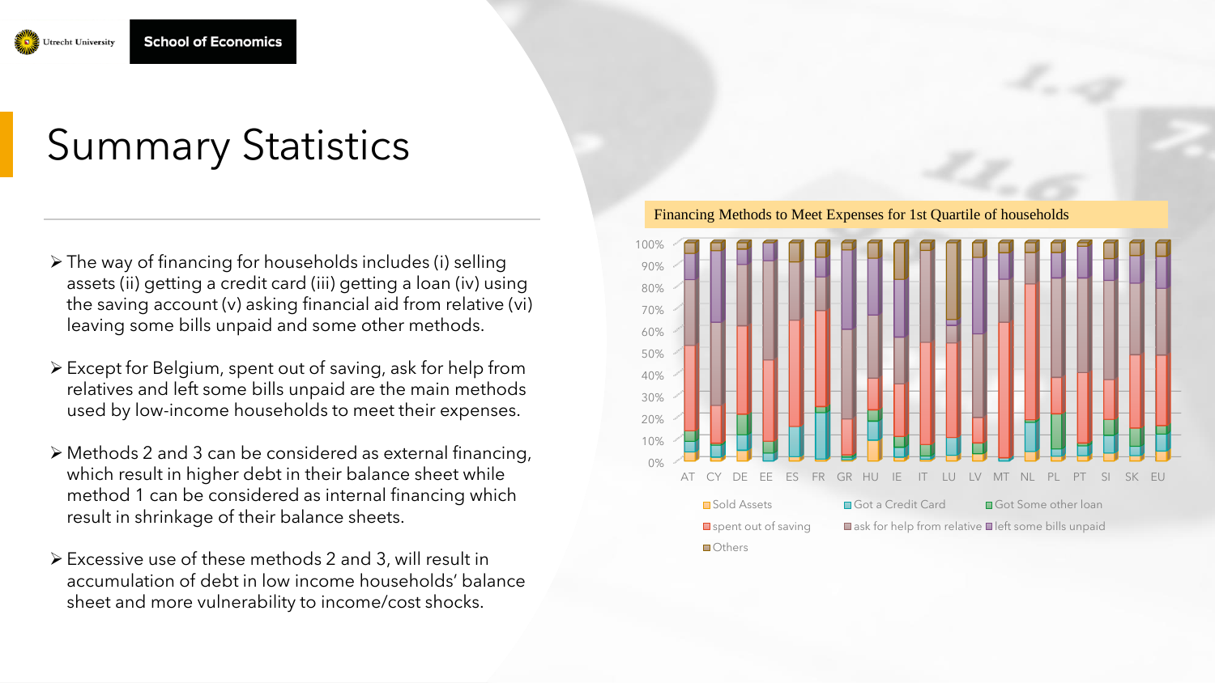# Summary Statistics

- The way of financing for households includes (i) selling assets (ii) getting a credit card (iii) getting a loan (iv) using the saving account (v) asking financial aid from relative (vi) leaving some bills unpaid and some other methods.
- Except for Belgium, spent out of saving, ask for help from relatives and left some bills unpaid are the main methods used by low-income households to meet their expenses.
- Methods 2 and 3 can be considered as external financing, which result in higher debt in their balance sheet while method 1 can be considered as internal financing which result in shrinkage of their balance sheets.
- Excessive use of these methods 2 and 3, will result in accumulation of debt in low income households' balance sheet and more vulnerability to income/cost shocks.

Financing Methods to Meet Expenses for 1st Quartile of households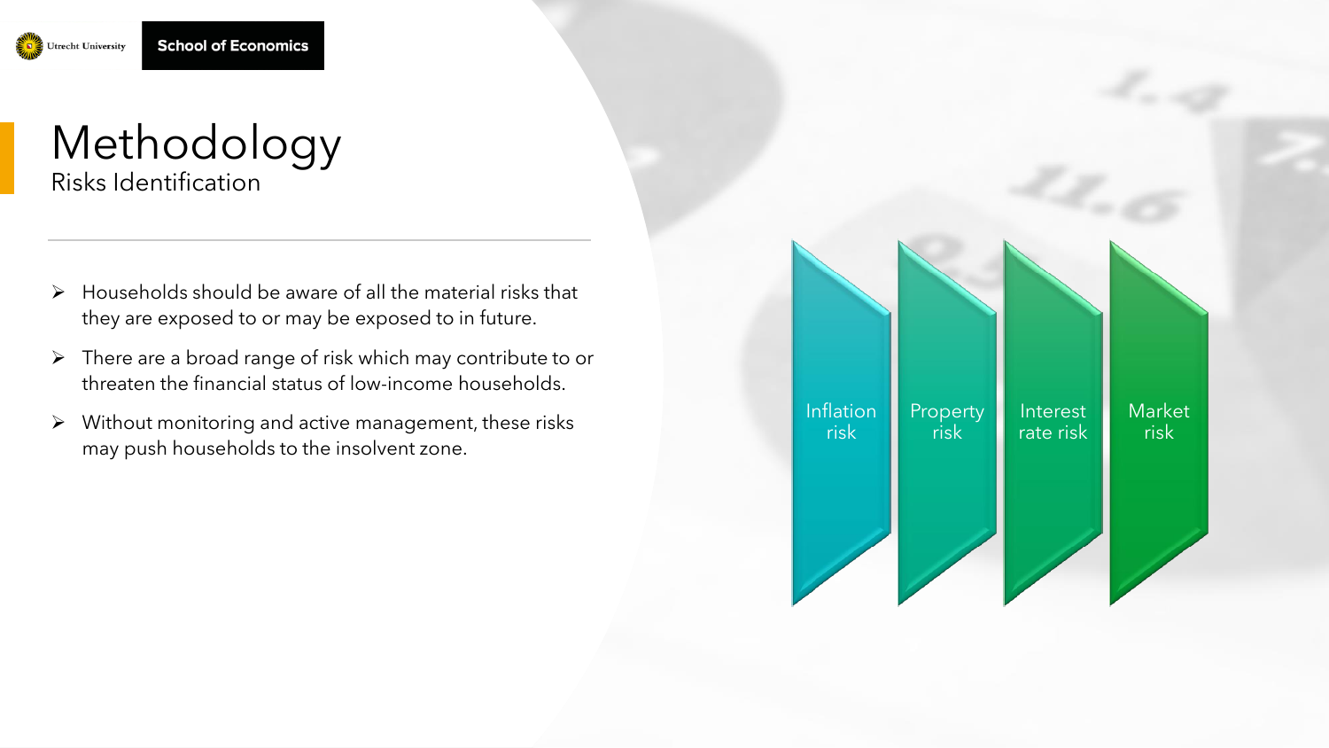# Methodology

## Risks Identification

- Households should be aware of all the material risks that they are exposed to or may be exposed to in future.
- There are a broad range of risk which may contribute to or threaten the financial status of low-income households.
- Without monitoring and active management, these risks may push households to the insolvent zone.

Inflation risk

Property risk

Interest rate risk

Market risk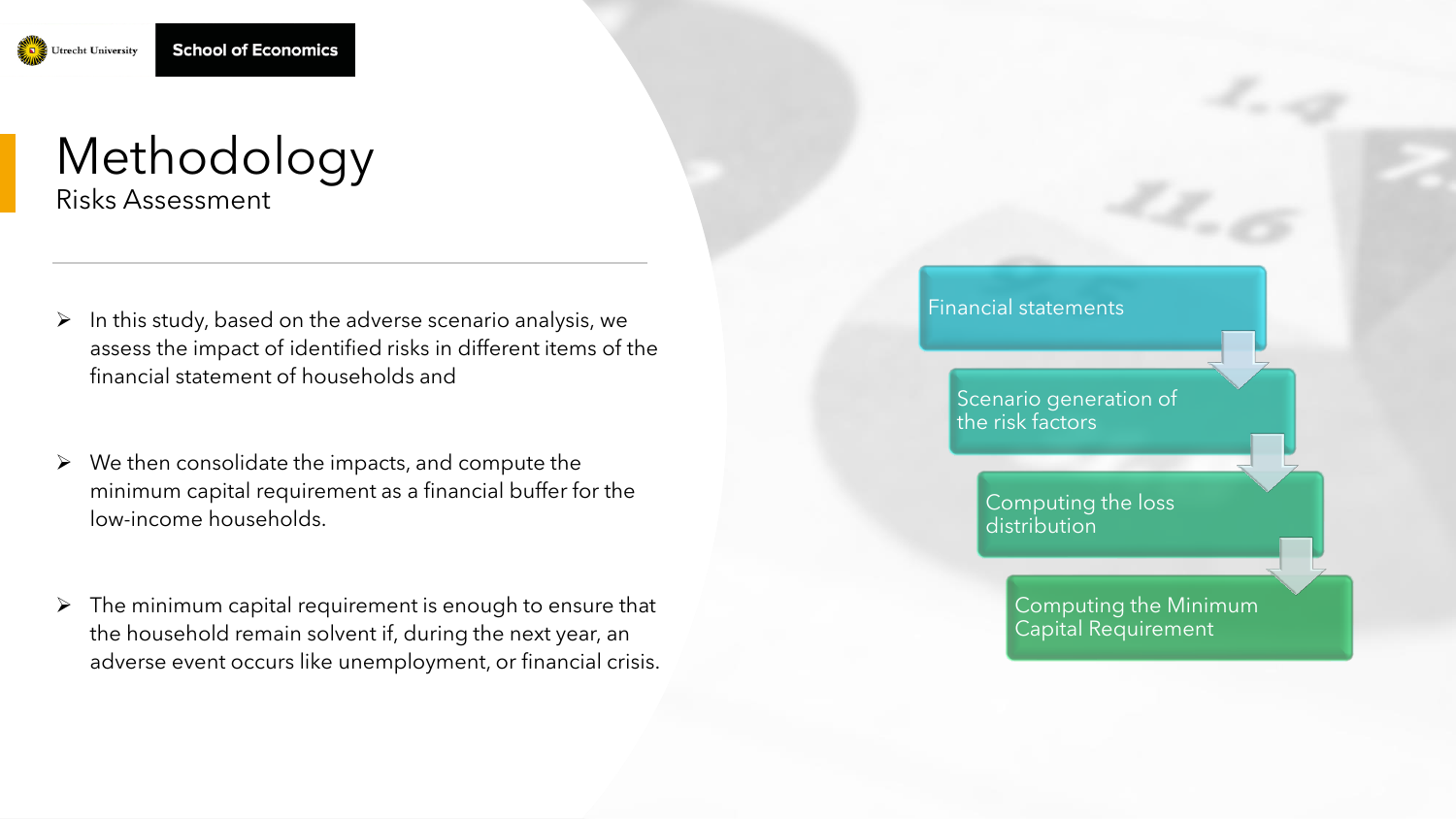# Methodology

## Risks Assessment

- In this study, based on the adverse scenario analysis, we assess the impact of identified risks in different items of the financial statement of households and

- We then consolidate the impacts, and compute the minimum capital requirement as a financial buffer for the low-income households.

- The minimum capital requirement is enough to ensure that the household remain solvent if, during the next year, an adverse event occurs like unemployment, or financial crisis.

Financial statements

Scenario generation of the risk factors

Computing the loss distribution

Computing the Minimum Capital Requirement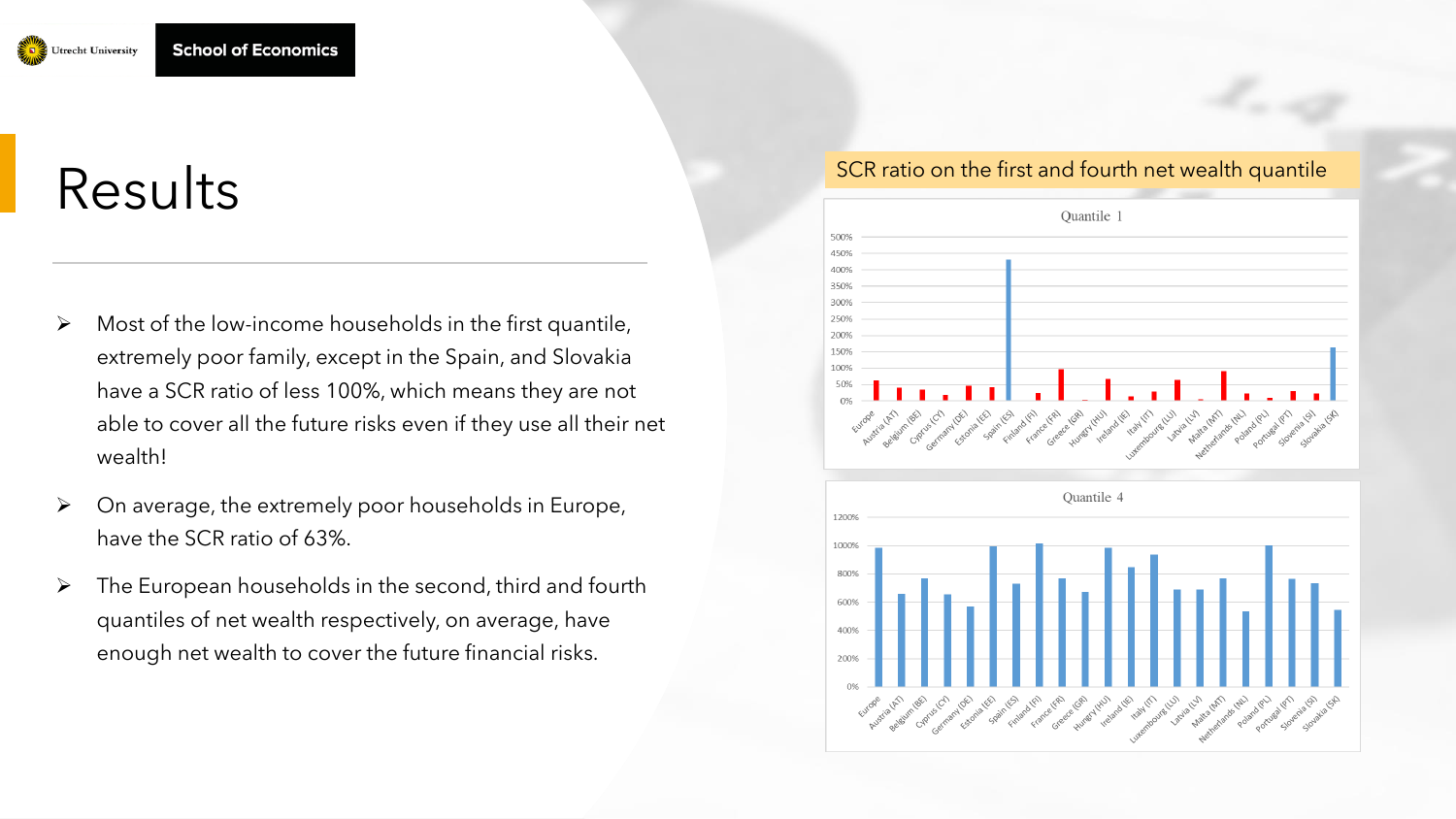# Results

- Most of the low-income households in the first quantile, extremely poor family, except in the Spain, and Slovakia have a SCR ratio of less 100%, which means they are not able to cover all the future risks even if they use all their net wealth!
- On average, the extremely poor households in Europe, have the SCR ratio of 63%.
- The European households in the second, third and fourth quantiles of net wealth respectively, on average, have enough net wealth to cover the future financial risks.

SCR ratio on the first and fourth net wealth quantile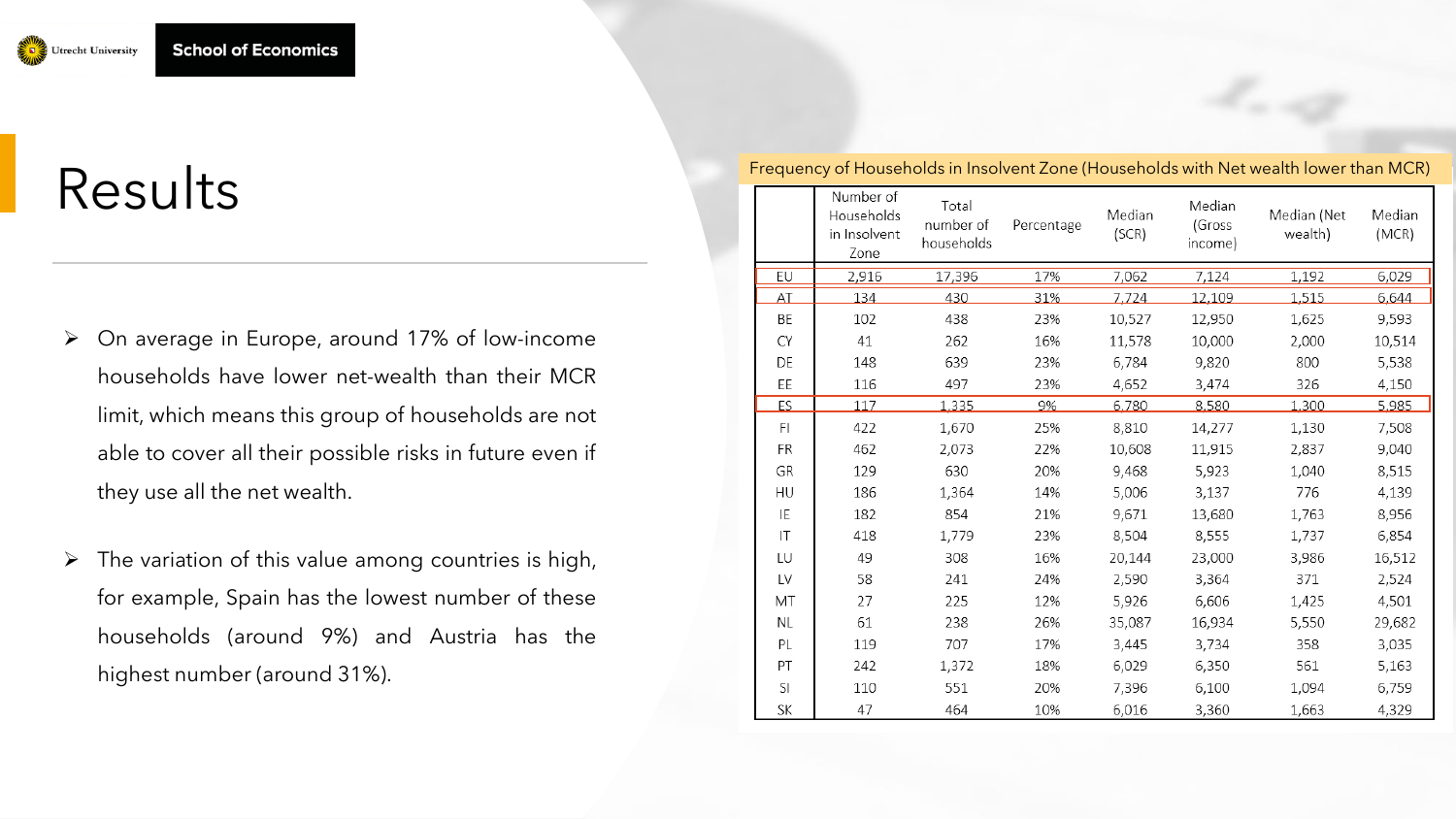# Results

- On average in Europe, around 17% of low-income households have lower net-wealth than their MCR limit, which means this group of households are not able to cover all their possible risks in future even if they use all the net wealth.
- The variation of this value among countries is high, for example, Spain has the lowest number of these households (around 9%) and Austria has the highest number (around 31%).

Frequency of Households in Insolvent Zone (Households with Net wealth lower than MCR)

| | Number of Households in Insolvent Zone | Total number of households | Percentage | Median (SCR) | Median (Gross income) | Median (Net wealth) | Median (MCR) |
|---|---|---|---|---|---|---|---|
| EU | 2,916 | 17,396 | 17% | 7,062 | 7,124 | 1,192 | 6,029 |
| AT | 134 | 430 | 31% | 7,724 | 12,109 | 1,515 | 6,644 |
| BE | 102 | 438 | 23% | 10,527 | 12,950 | 1,625 | 9,593 |
| CY | 41 | 262 | 16% | 11,578 | 10,000 | 2,000 | 10,514 |
| DE | 148 | 639 | 23% | 6,784 | 9,820 | 800 | 5,538 |
| EE | 116 | 497 | 23% | 4,652 | 3,474 | 326 | 4,150 |
| ES | 117 | 1,335 | 9% | 6,780 | 8,580 | 1,300 | 5,985 |
| FI | 422 | 1,670 | 25% | 8,810 | 14,277 | 1,130 | 7,508 |
| FR | 462 | 2,073 | 22% | 10,608 | 11,915 | 2,837 | 9,040 |
| GR | 129 | 630 | 20% | 9,468 | 5,923 | 1,040 | 8,515 |
| HU | 186 | 1,364 | 14% | 5,006 | 3,137 | 776 | 4,139 |
| IE | 182 | 854 | 21% | 9,671 | 13,680 | 1,763 | 8,956 |
| IT | 418 | 1,779 | 23% | 8,504 | 8,555 | 1,737 | 6,854 |
| LU | 49 | 308 | 16% | 20,144 | 23,000 | 3,986 | 16,512 |
| LV | 58 | 241 | 24% | 2,590 | 3,364 | 371 | 2,524 |
| MT | 27 | 225 | 12% | 5,926 | 6,606 | 1,425 | 4,501 |
| NL | 61 | 238 | 26% | 35,087 | 16,934 | 5,550 | 29,682 |
| PL | 119 | 707 | 17% | 3,445 | 3,734 | 358 | 3,035 |
| PT | 242 | 1,372 | 18% | 6,029 | 6,350 | 561 | 5,163 |
| SI | 110 | 551 | 20% | 7,396 | 6,100 | 1,094 | 6,759 |
| SK | 47 | 464 | 10% | 6,016 | 3,360 | 1,663 | 4,329 |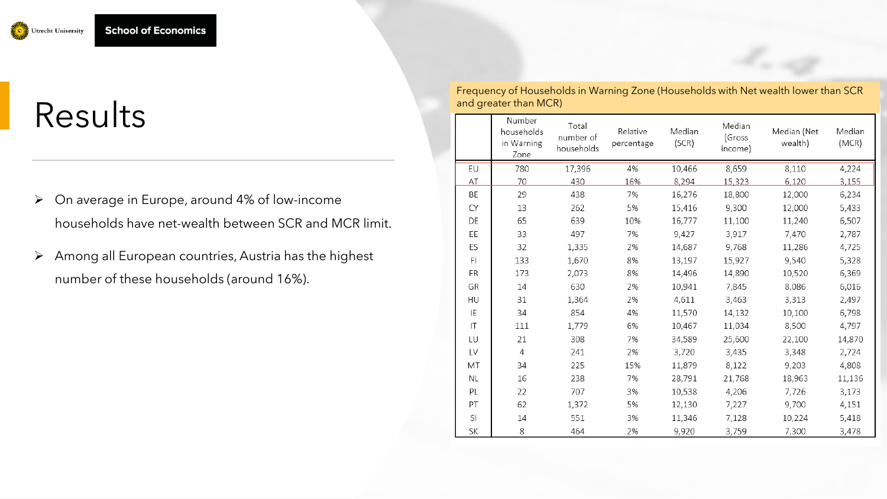# Results

- On average in Europe, around 4% of low-income households have net-wealth between SCR and MCR limit.
- Among all European countries, Austria has the highest number of these households (around 16%).

Frequency of Households in Warning Zone (Households with Net wealth lower than SCR and greater than MCR)

| | Number households in Warning Zone | Total number of households | Relative percentage | Median (SCR) | Median (Gross income) | Median (Net wealth) | Median (MCR) |
|---|---|---|---|---|---|---|---|
| EU | 780 | 17,396 | 4% | 10,466 | 8,659 | 8,110 | 4,224 |
| AT | 70 | 430 | 16% | 8,294 | 15,323 | 6,120 | 3,155 |
| BE | 29 | 438 | 7% | 16,276 | 18,800 | 12,000 | 6,234 |
| CY | 13 | 262 | 5% | 15,416 | 9,300 | 12,000 | 5,433 |
| DE | 65 | 639 | 10% | 16,777 | 11,100 | 11,240 | 6,507 |
| EE | 33 | 497 | 7% | 9,427 | 3,917 | 7,470 | 2,787 |
| ES | 32 | 1,335 | 2% | 14,687 | 9,768 | 11,286 | 4,725 |
| FI | 133 | 1,670 | 8% | 13,197 | 15,927 | 9,540 | 5,328 |
| FR | 173 | 2,073 | 8% | 14,496 | 14,890 | 10,520 | 6,369 |
| GR | 14 | 630 | 2% | 10,941 | 7,845 | 8,086 | 6,016 |
| HU | 31 | 1,364 | 2% | 4,611 | 3,463 | 3,313 | 2,497 |
| IE | 34 | 854 | 4% | 11,570 | 14,132 | 10,100 | 6,798 |
| IT | 111 | 1,779 | 6% | 10,467 | 11,034 | 8,500 | 4,797 |
| LU | 21 | 308 | 7% | 34,589 | 25,600 | 22,100 | 14,870 |
| LV | 4 | 241 | 2% | 3,720 | 3,435 | 3,348 | 2,724 |
| MT | 34 | 225 | 15% | 11,879 | 8,122 | 9,203 | 4,808 |
| NL | 16 | 238 | 7% | 28,791 | 21,768 | 18,963 | 11,136 |
| PL | 22 | 707 | 3% | 10,538 | 4,206 | 7,726 | 3,173 |
| PT | 62 | 1,372 | 5% | 12,130 | 7,227 | 9,700 | 4,151 |
| SI | 14 | 551 | 3% | 11,346 | 7,128 | 10,224 | 5,418 |
| SK | 8 | 464 | 2% | 9,920 | 3,759 | 7,300 | 3,478 |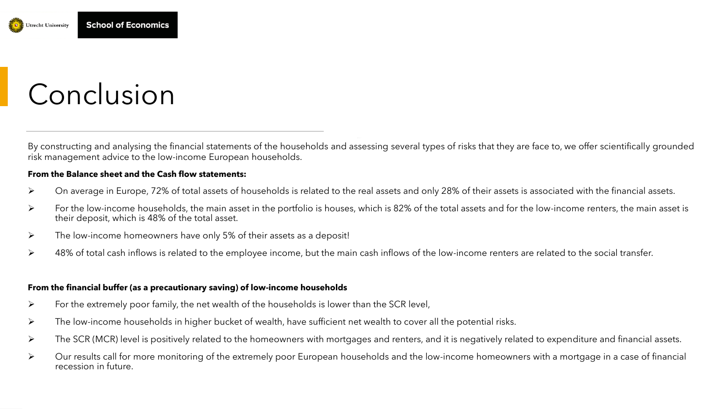# Conclusion

By constructing and analysing the financial statements of the households and assessing several types of risks that they are face to, we offer scientifically grounded risk management advice to the low-income European households.

**From the Balance sheet and the Cash flow statements:**

- On average in Europe, 72% of total assets of households is related to the real assets and only 28% of their assets is associated with the financial assets.
- For the low-income households, the main asset in the portfolio is houses, which is 82% of the total assets and for the low-income renters, the main asset is their deposit, which is 48% of the total asset.
- The low-income homeowners have only 5% of their assets as a deposit!
- 48% of total cash inflows is related to the employee income, but the main cash inflows of the low-income renters are related to the social transfer.

**From the financial buffer (as a precautionary saving) of low-income households**

- For the extremely poor family, the net wealth of the households is lower than the SCR level,
- The low-income households in higher bucket of wealth, have sufficient net wealth to cover all the potential risks.
- The SCR (MCR) level is positively related to the homeowners with mortgages and renters, and it is negatively related to expenditure and financial assets.
- Our results call for more monitoring of the extremely poor European households and the low-income homeowners with a mortgage in a case of financial recession in future.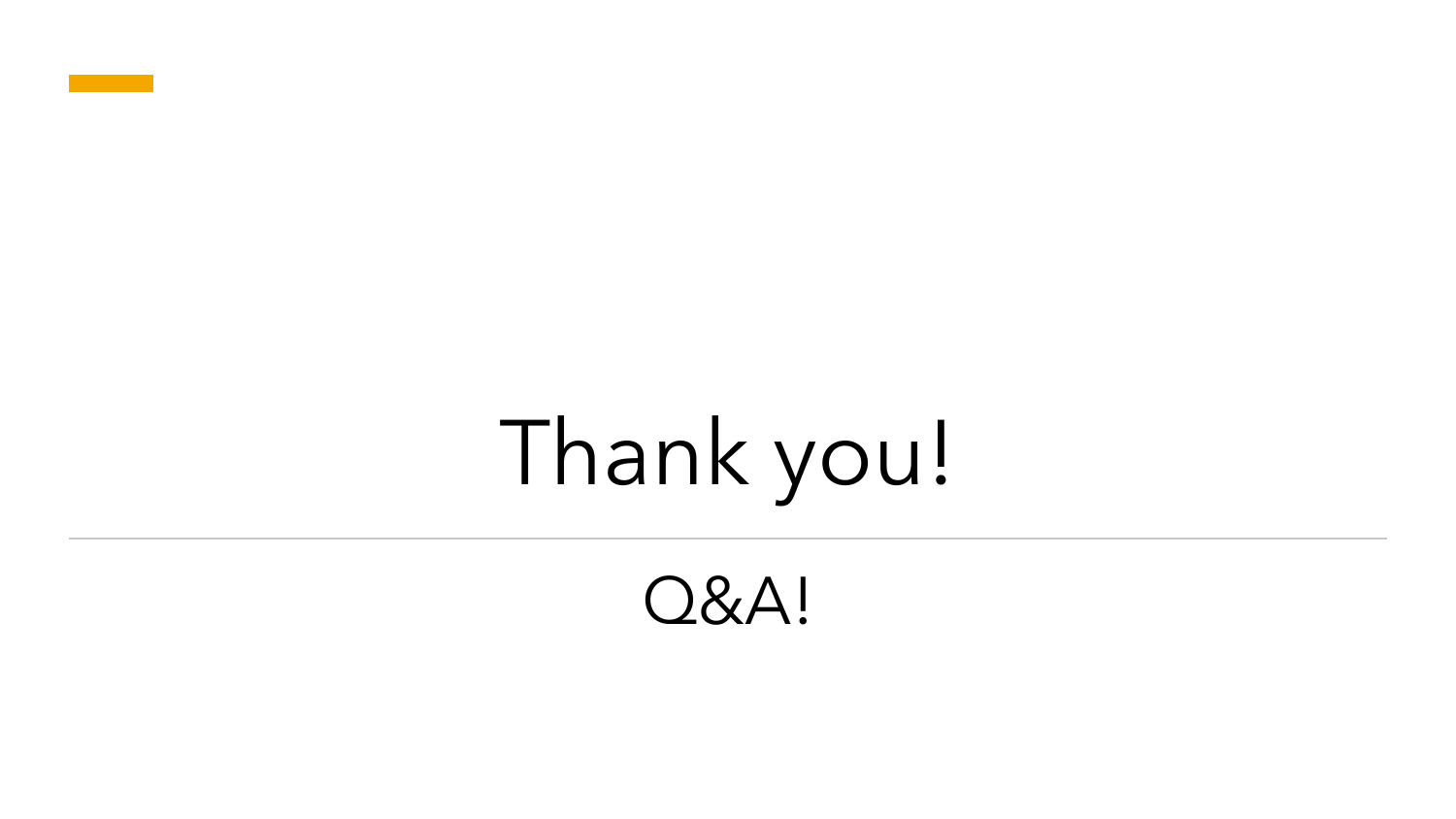# Thank you!

Q&A!